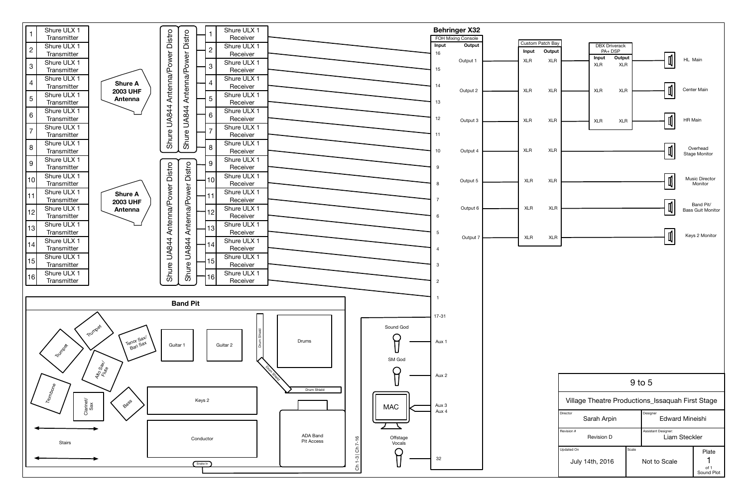# Behringer X32

FOH Mixing Console

## Wireless Transmitters

| # | Device |
|---|---|
| 1 | Shure ULX 1 Transmitter |
| 2 | Shure ULX 1 Transmitter |
| 3 | Shure ULX 1 Transmitter |
| 4 | Shure ULX 1 Transmitter |
| 5 | Shure ULX 1 Transmitter |
| 6 | Shure ULX 1 Transmitter |
| 7 | Shure ULX 1 Transmitter |
| 8 | Shure ULX 1 Transmitter |
| 9 | Shure ULX 1 Transmitter |
| 10 | Shure ULX 1 Transmitter |
| 11 | Shure ULX 1 Transmitter |
| 12 | Shure ULX 1 Transmitter |
| 13 | Shure ULX 1 Transmitter |
| 14 | Shure ULX 1 Transmitter |
| 15 | Shure ULX 1 Transmitter |
| 16 | Shure ULX 1 Transmitter |

Shure A 2003 UHF Antenna

Shure A 2003 UHF Antenna

Shure UA844 Antenna/Power Distro

Shure UA844 Antenna/Power Distro

Shure UA844 Antenna/Power Distro

Shure UA844 Antenna/Power Distro

## Wireless Receivers to Console Inputs

| Receiver # | Device | Console Input |
|---|---|---|
| 1 | Shure ULX 1 Receiver | 16 |
| 2 | Shure ULX 1 Receiver | 15 |
| 3 | Shure ULX 1 Receiver | 14 |
| 4 | Shure ULX 1 Receiver | 13 |
| 5 | Shure ULX 1 Receiver | 12 |
| 6 | Shure ULX 1 Receiver | 11 |
| 7 | Shure ULX 1 Receiver | 10 |
| 8 | Shure ULX 1 Receiver | 9 |
| 9 | Shure ULX 1 Receiver | 8 |
| 10 | Shure ULX 1 Receiver | 7 |
| 11 | Shure ULX 1 Receiver | 6 |
| 12 | Shure ULX 1 Receiver | 5 |
| 13 | Shure ULX 1 Receiver | 4 |
| 14 | Shure ULX 1 Receiver | 3 |
| 15 | Shure ULX 1 Receiver | 2 |
| 16 | Shure ULX 1 Receiver | 1 |

## Other Console Inputs

| Source | Console Input |
|---|---|
| Band Pit Snake In (Ch 1-3 \| Ch 7-16) | 17-31 |
| Sound God | Aux 1 |
| SM God | Aux 2 |
| MAC | Aux 3 / Aux 4 |
| Offstage Vocals | 32 |

## Console Outputs

| Console Output | Custom Patch Bay Input | Custom Patch Bay Output | DBX Driverack PA+ DSP Input | DBX Driverack PA+ DSP Output | Destination |
|---|---|---|---|---|---|
| Output 1 | XLR | XLR | XLR | XLR | HL Main |
| Output 2 | XLR | XLR | XLR | XLR | Center Main |
| Output 3 | XLR | XLR | XLR | XLR | HR Main |
| Output 4 | XLR | XLR | | | Overhead Stage Monitor |
| Output 5 | XLR | XLR | | | Music Director Monitor |
| Output 6 | XLR | XLR | | | Band Pit/ Bass Guit Monitor |
| Output 7 | XLR | XLR | | | Keys 2 Monitor |

## Band Pit

Trumpet, Trumpet, Tenor Sax/ Bari Sax, Alto Sax/ Flute, Trombone, Clarinet/ Sax, Bass, Guitar 1, Guitar 2, Drum Shield, Drum Shield, Drum Shield, Drums, Keys 2, Conductor, ADA Band Pit Access, Stairs, Snake In

| | |
|---|---|
| Title | 9 to 5 |
| Production | Village Theatre Productions_Issaquah First Stage |
| Director | Sarah Arpin |
| Designer | Edward Mineishi |
| Revision # | Revision D |
| Assistant Designer: | Liam Steckler |
| Updated On | July 14th, 2016 |
| Scale | Not to Scale |
| Plate | 1 of 1 Sound Plot |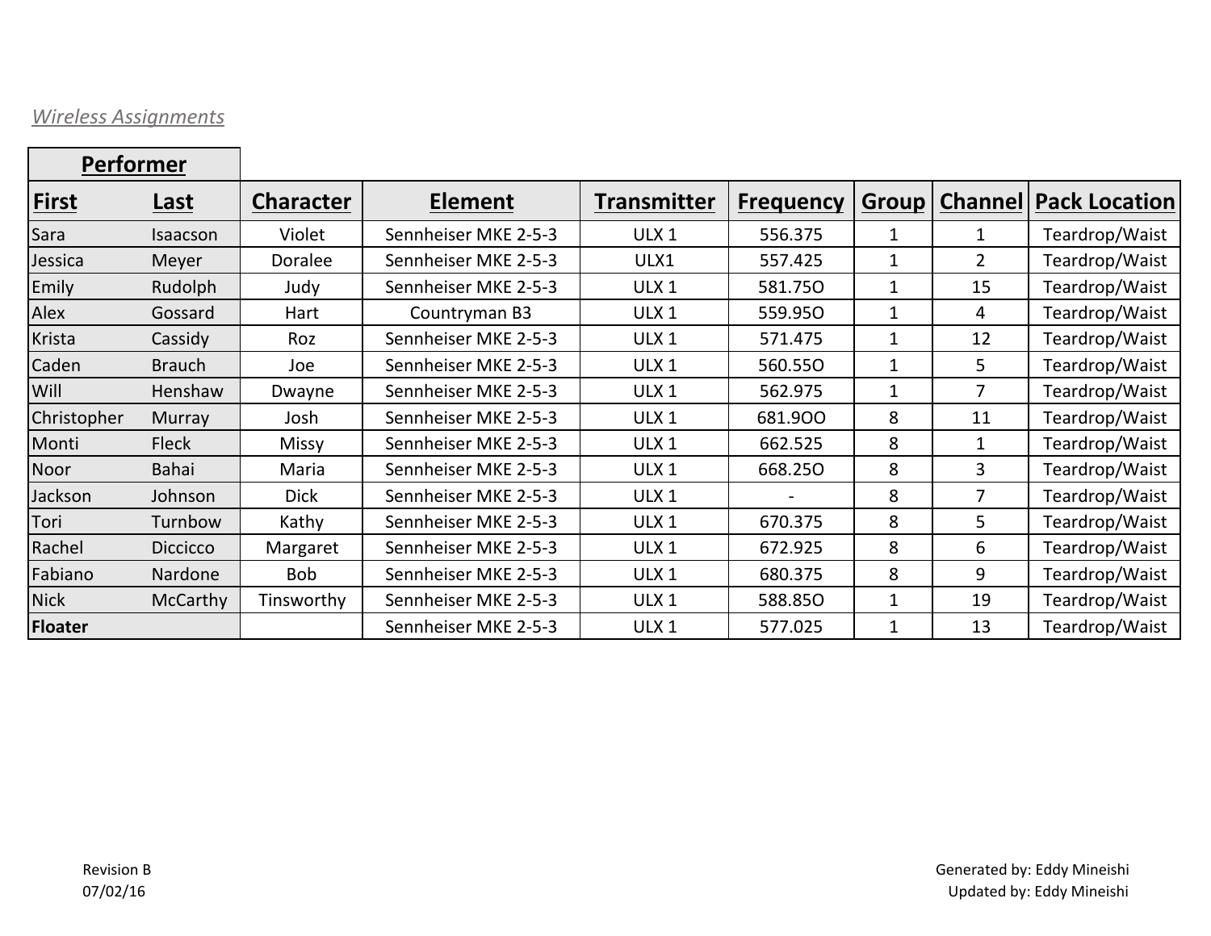*Wireless Assignments*

| Performer | | | | | | | | |
|---|---|---|---|---|---|---|---|---|
| **First** | **Last** | **Character** | **Element** | **Transmitter** | **Frequency** | **Group** | **Channel** | **Pack Location** |
| Sara | Isaacson | Violet | Sennheiser MKE 2-5-3 | ULX 1 | 556.375 | 1 | 1 | Teardrop/Waist |
| Jessica | Meyer | Doralee | Sennheiser MKE 2-5-3 | ULX1 | 557.425 | 1 | 2 | Teardrop/Waist |
| Emily | Rudolph | Judy | Sennheiser MKE 2-5-3 | ULX 1 | 581.75O | 1 | 15 | Teardrop/Waist |
| Alex | Gossard | Hart | Countryman B3 | ULX 1 | 559.95O | 1 | 4 | Teardrop/Waist |
| Krista | Cassidy | Roz | Sennheiser MKE 2-5-3 | ULX 1 | 571.475 | 1 | 12 | Teardrop/Waist |
| Caden | Brauch | Joe | Sennheiser MKE 2-5-3 | ULX 1 | 560.55O | 1 | 5 | Teardrop/Waist |
| Will | Henshaw | Dwayne | Sennheiser MKE 2-5-3 | ULX 1 | 562.975 | 1 | 7 | Teardrop/Waist |
| Christopher | Murray | Josh | Sennheiser MKE 2-5-3 | ULX 1 | 681.9OO | 8 | 11 | Teardrop/Waist |
| Monti | Fleck | Missy | Sennheiser MKE 2-5-3 | ULX 1 | 662.525 | 8 | 1 | Teardrop/Waist |
| Noor | Bahai | Maria | Sennheiser MKE 2-5-3 | ULX 1 | 668.25O | 8 | 3 | Teardrop/Waist |
| Jackson | Johnson | Dick | Sennheiser MKE 2-5-3 | ULX 1 | - | 8 | 7 | Teardrop/Waist |
| Tori | Turnbow | Kathy | Sennheiser MKE 2-5-3 | ULX 1 | 670.375 | 8 | 5 | Teardrop/Waist |
| Rachel | Diccicco | Margaret | Sennheiser MKE 2-5-3 | ULX 1 | 672.925 | 8 | 6 | Teardrop/Waist |
| Fabiano | Nardone | Bob | Sennheiser MKE 2-5-3 | ULX 1 | 680.375 | 8 | 9 | Teardrop/Waist |
| Nick | McCarthy | Tinsworthy | Sennheiser MKE 2-5-3 | ULX 1 | 588.85O | 1 | 19 | Teardrop/Waist |
| **Floater** | | | Sennheiser MKE 2-5-3 | ULX 1 | 577.025 | 1 | 13 | Teardrop/Waist |

Revision B
07/02/16

Generated by: Eddy Mineishi
Updated by: Eddy Mineishi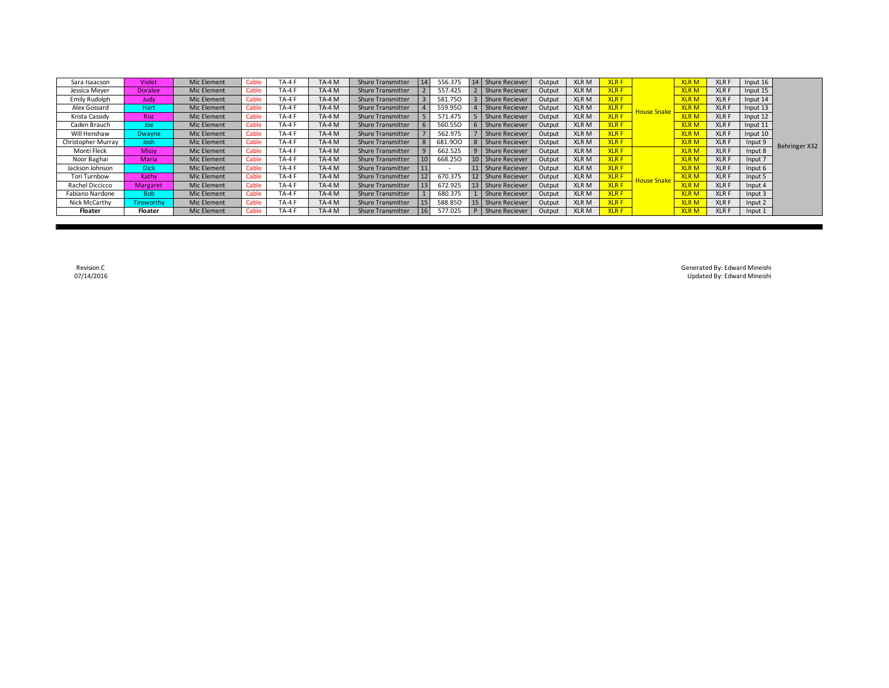| | | | | | | | | | | | | | | | | | | | |
|---|---|---|---|---|---|---|---|---|---|---|---|---|---|---|---|---|---|---|---|
| Sara Isaacson | Violet | Mic Element | Cable | TA-4 F | TA-4 M | Shure Transmitter | 14 | 556.375 | 14 | Shure Reciever | Output | XLR M | XLR F | House Snake | XLR M | XLR F | Input 16 | Behringer X32 |
| Jessica Meyer | Doralee | Mic Element | Cable | TA-4 F | TA-4 M | Shure Transmitter | 2 | 557.425 | 2 | Shure Reciever | Output | XLR M | XLR F | | XLR M | XLR F | Input 15 | |
| Emily Rudolph | Judy | Mic Element | Cable | TA-4 F | TA-4 M | Shure Transmitter | 3 | 581.750 | 3 | Shure Reciever | Output | XLR M | XLR F | | XLR M | XLR F | Input 14 | |
| Alex Gossard | Hart | Mic Element | Cable | TA-4 F | TA-4 M | Shure Transmitter | 4 | 559.950 | 4 | Shure Reciever | Output | XLR M | XLR F | | XLR M | XLR F | Input 13 | |
| Krista Cassidy | Roz | Mic Element | Cable | TA-4 F | TA-4 M | Shure Transmitter | 5 | 571.475 | 5 | Shure Reciever | Output | XLR M | XLR F | | XLR M | XLR F | Input 12 | |
| Caden Brauch | Joe | Mic Element | Cable | TA-4 F | TA-4 M | Shure Transmitter | 6 | 560.550 | 6 | Shure Reciever | Output | XLR M | XLR F | | XLR M | XLR F | Input 11 | |
| Will Henshaw | Dwayne | Mic Element | Cable | TA-4 F | TA-4 M | Shure Transmitter | 7 | 562.975 | 7 | Shure Reciever | Output | XLR M | XLR F | | XLR M | XLR F | Input 10 | |
| Christopher Murray | Josh | Mic Element | Cable | TA-4 F | TA-4 M | Shure Transmitter | 8 | 681.900 | 8 | Shure Reciever | Output | XLR M | XLR F | | XLR M | XLR F | Input 9 | |
| Monti Fleck | Missy | Mic Element | Cable | TA-4 F | TA-4 M | Shure Transmitter | 9 | 662.525 | 9 | Shure Reciever | Output | XLR M | XLR F | House Snake | XLR M | XLR F | Input 8 | |
| Noor Baghai | Maria | Mic Element | Cable | TA-4 F | TA-4 M | Shure Transmitter | 10 | 668.250 | 10 | Shure Reciever | Output | XLR M | XLR F | | XLR M | XLR F | Input 7 | |
| Jackson Johnson | Dick | Mic Element | Cable | TA-4 F | TA-4 M | Shure Transmitter | 11 | - | 11 | Shure Reciever | Output | XLR M | XLR F | | XLR M | XLR F | Input 6 | |
| Tori Turnbow | Kathy | Mic Element | Cable | TA-4 F | TA-4 M | Shure Transmitter | 12 | 670.375 | 12 | Shure Reciever | Output | XLR M | XLR F | | XLR M | XLR F | Input 5 | |
| Rachel Diccicco | Margaret | Mic Element | Cable | TA-4 F | TA-4 M | Shure Transmitter | 13 | 672.925 | 13 | Shure Reciever | Output | XLR M | XLR F | | XLR M | XLR F | Input 4 | |
| Fabiano Nardone | Bob | Mic Element | Cable | TA-4 F | TA-4 M | Shure Transmitter | 1 | 680.375 | 1 | Shure Reciever | Output | XLR M | XLR F | | XLR M | XLR F | Input 3 | |
| Nick McCarthy | Tinsworthy | Mic Element | Cable | TA-4 F | TA-4 M | Shure Transmitter | 15 | 588.850 | 15 | Shure Reciever | Output | XLR M | XLR F | | XLR M | XLR F | Input 2 | |
| **Floater** | **Floater** | Mic Element | Cable | TA-4 F | TA-4 M | Shure Transmitter | 16 | 577.025 | P | Shure Reciever | Output | XLR M | XLR F | | XLR M | XLR F | Input 1 | |

Revision C
07/14/2016

Generated By: Edward Mineishi
Updated By: Edward Mineishi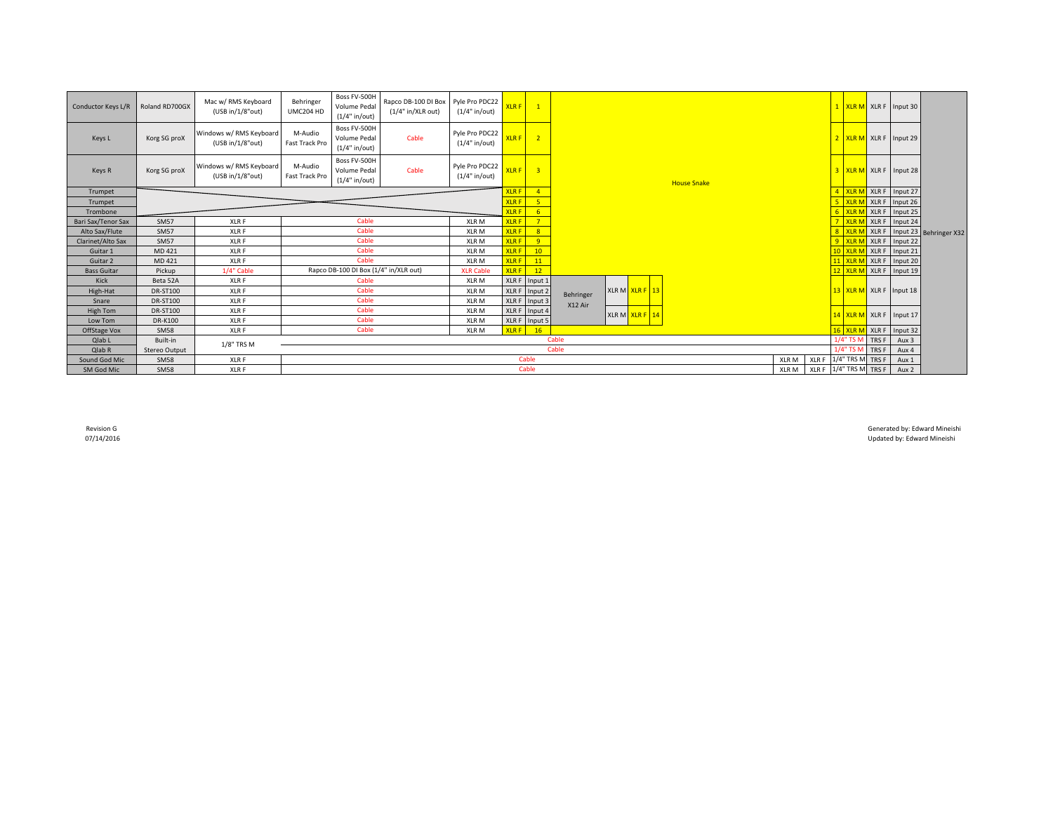| Source | Mic/Device | Connection | Interface | Pedal | DI / Cable | Output | Snake In | Snake Ch | | | | | | | | Snake Out | | Console In | Console |
|---|---|---|---|---|---|---|---|---|---|---|---|---|---|---|---|---|---|---|---|
| Conductor Keys L/R | Roland RD700GX | Mac w/ RMS Keyboard (USB in/1/8"out) | Behringer UMC204 HD | Boss FV-500H Volume Pedal (1/4" in/out) | Rapco DB-100 DI Box (1/4" in/XLR out) | Pyle Pro PDC22 (1/4" in/out) | XLR F | 1 | House Snake | | | | | | | 1 | XLR M | XLR F | Input 30 |
| Keys L | Korg SG proX | Windows w/ RMS Keyboard (USB in/1/8"out) | M-Audio Fast Track Pro | Boss FV-500H Volume Pedal (1/4" in/out) | Cable | Pyle Pro PDC22 (1/4" in/out) | XLR F | 2 | | | | | | | | 2 | XLR M | XLR F | Input 29 |
| Keys R | Korg SG proX | Windows w/ RMS Keyboard (USB in/1/8"out) | M-Audio Fast Track Pro | Boss FV-500H Volume Pedal (1/4" in/out) | Cable | Pyle Pro PDC22 (1/4" in/out) | XLR F | 3 | | | | | | | | 3 | XLR M | XLR F | Input 28 |
| Trumpet | | | | | | | XLR F | 4 | | | | | | | | 4 | XLR M | XLR F | Input 27 |
| Trumpet | | | | | | | XLR F | 5 | | | | | | | | 5 | XLR M | XLR F | Input 26 |
| Trombone | | | | | | | XLR F | 6 | | | | | | | | 6 | XLR M | XLR F | Input 25 |
| Bari Sax/Tenor Sax | SM57 | XLR F | Cable | | | XLR M | XLR F | 7 | | | | | | | | 7 | XLR M | XLR F | Input 24 |
| Alto Sax/Flute | SM57 | XLR F | Cable | | | XLR M | XLR F | 8 | | | | | | | | 8 | XLR M | XLR F | Input 23 | Behringer X32 |
| Clarinet/Alto Sax | SM57 | XLR F | Cable | | | XLR M | XLR F | 9 | | | | | | | | 9 | XLR M | XLR F | Input 22 |
| Guitar 1 | MD 421 | XLR F | Cable | | | XLR M | XLR F | 10 | | | | | | | | 10 | XLR M | XLR F | Input 21 |
| Guitar 2 | MD 421 | XLR F | Cable | | | XLR M | XLR F | 11 | | | | | | | | 11 | XLR M | XLR F | Input 20 |
| Bass Guitar | Pickup | 1/4" Cable | Rapco DB-100 DI Box (1/4" in/XLR out) | | | XLR Cable | XLR F | 12 | | | | | | | | 12 | XLR M | XLR F | Input 19 |
| Kick | Beta 52A | XLR F | Cable | | | XLR M | XLR F | Input 1 | Behringer X12 Air | XLR M | XLR F | 13 | | | | 13 | XLR M | XLR F | Input 18 |
| High-Hat | DR-ST100 | XLR F | Cable | | | XLR M | XLR F | Input 2 | | | | | | | | | | | |
| Snare | DR-ST100 | XLR F | Cable | | | XLR M | XLR F | Input 3 | | | | | | | | | | | |
| High Tom | DR-ST100 | XLR F | Cable | | | XLR M | XLR F | Input 4 | | XLR M | XLR F | 14 | | | | 14 | XLR M | XLR F | Input 17 |
| Low Tom | DR-K100 | XLR F | Cable | | | XLR M | XLR F | Input 5 | | | | | | | | | | | |
| OffStage Vox | SM58 | XLR F | Cable | | | XLR M | XLR F | 16 | | | | | | | | 16 | XLR M | XLR F | Input 32 |
| Qlab L | Built-in | 1/8" TRS M | Cable | | | | | | | | | | | | | 1/4" TS M | TRS F | Aux 3 | |
| Qlab R | Stereo Output | | Cable | | | | | | | | | | | | | 1/4" TS M | TRS F | Aux 4 | |
| Sound God Mic | SM58 | XLR F | Cable | | | | | | | | | | | XLR M | XLR F | 1/4" TRS M | TRS F | Aux 1 | |
| SM God Mic | SM58 | XLR F | Cable | | | | | | | | | | | XLR M | XLR F | 1/4" TRS M | TRS F | Aux 2 | |

Revision G
07/14/2016

Generated by: Edward Mineishi
Updated by: Edward Mineishi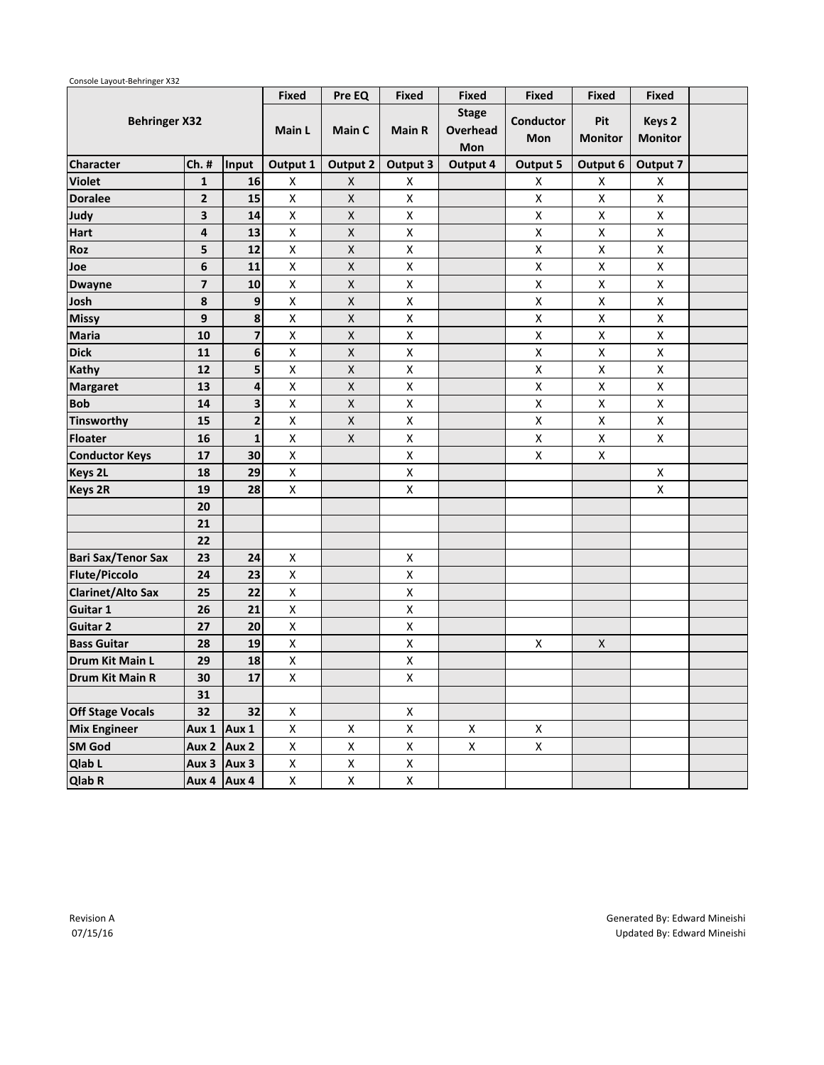Console Layout-Behringer X32

| Behringer X32 | | | Fixed | Pre EQ | Fixed | Fixed | Fixed | Fixed | Fixed | |
|---|---|---|---|---|---|---|---|---|---|---|
| | | | Main L | Main C | Main R | Stage Overhead Mon | Conductor Mon | Pit Monitor | Keys 2 Monitor | |
| **Character** | **Ch. #** | **Input** | **Output 1** | **Output 2** | **Output 3** | **Output 4** | **Output 5** | **Output 6** | **Output 7** | |
| **Violet** | 1 | 16 | X | X | X | | X | X | X | |
| **Doralee** | 2 | 15 | X | X | X | | X | X | X | |
| **Judy** | 3 | 14 | X | X | X | | X | X | X | |
| **Hart** | 4 | 13 | X | X | X | | X | X | X | |
| **Roz** | 5 | 12 | X | X | X | | X | X | X | |
| **Joe** | 6 | 11 | X | X | X | | X | X | X | |
| **Dwayne** | 7 | 10 | X | X | X | | X | X | X | |
| **Josh** | 8 | 9 | X | X | X | | X | X | X | |
| **Missy** | 9 | 8 | X | X | X | | X | X | X | |
| **Maria** | 10 | 7 | X | X | X | | X | X | X | |
| **Dick** | 11 | 6 | X | X | X | | X | X | X | |
| **Kathy** | 12 | 5 | X | X | X | | X | X | X | |
| **Margaret** | 13 | 4 | X | X | X | | X | X | X | |
| **Bob** | 14 | 3 | X | X | X | | X | X | X | |
| **Tinsworthy** | 15 | 2 | X | X | X | | X | X | X | |
| **Floater** | 16 | 1 | X | X | X | | X | X | X | |
| **Conductor Keys** | 17 | 30 | X | | X | | X | X | | |
| **Keys 2L** | 18 | 29 | X | | X | | | | X | |
| **Keys 2R** | 19 | 28 | X | | X | | | | X | |
| | 20 | | | | | | | | | |
| | 21 | | | | | | | | | |
| | 22 | | | | | | | | | |
| **Bari Sax/Tenor Sax** | 23 | 24 | X | | X | | | | | |
| **Flute/Piccolo** | 24 | 23 | X | | X | | | | | |
| **Clarinet/Alto Sax** | 25 | 22 | X | | X | | | | | |
| **Guitar 1** | 26 | 21 | X | | X | | | | | |
| **Guitar 2** | 27 | 20 | X | | X | | | | | |
| **Bass Guitar** | 28 | 19 | X | | X | | X | X | | |
| **Drum Kit Main L** | 29 | 18 | X | | X | | | | | |
| **Drum Kit Main R** | 30 | 17 | X | | X | | | | | |
| | 31 | | | | | | | | | |
| **Off Stage Vocals** | 32 | 32 | X | | X | | | | | |
| **Mix Engineer** | Aux 1 | Aux 1 | X | X | X | X | X | | | |
| **SM God** | Aux 2 | Aux 2 | X | X | X | X | X | | | |
| **Qlab L** | Aux 3 | Aux 3 | X | X | X | | | | | |
| **Qlab R** | Aux 4 | Aux 4 | X | X | X | | | | | |

Revision A
07/15/16

Generated By: Edward Mineishi
Updated By: Edward Mineishi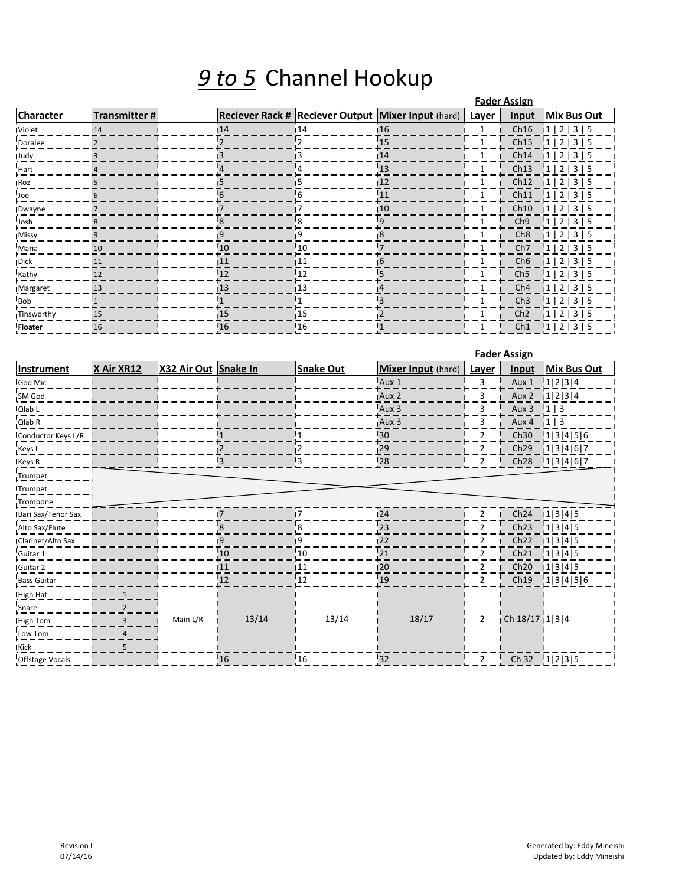# *9 to 5* Channel Hookup

| Character | Transmitter # | | Reciever Rack # | Reciever Output | Mixer Input (hard) | Layer | Input | Mix Bus Out |
|---|---|---|---|---|---|---|---|---|
| | | | | | | Fader Assign | | |
| Violet | 14 | | 14 | 14 | 16 | 1 | Ch16 | 1 \| 2 \| 3 \| 5 |
| Doralee | 2 | | 2 | 2 | 15 | 1 | Ch15 | 1 \| 2 \| 3 \| 5 |
| Judy | 3 | | 3 | 3 | 14 | 1 | Ch14 | 1 \| 2 \| 3 \| 5 |
| Hart | 4 | | 4 | 4 | 13 | 1 | Ch13 | 1 \| 2 \| 3 \| 5 |
| Roz | 5 | | 5 | 5 | 12 | 1 | Ch12 | 1 \| 2 \| 3 \| 5 |
| Joe | 6 | | 6 | 6 | 11 | 1 | Ch11 | 1 \| 2 \| 3 \| 5 |
| Dwayne | 7 | | 7 | 7 | 10 | 1 | Ch10 | 1 \| 2 \| 3 \| 5 |
| Josh | 8 | | 8 | 8 | 9 | 1 | Ch9 | 1 \| 2 \| 3 \| 5 |
| Missy | 9 | | 9 | 9 | 8 | 1 | Ch8 | 1 \| 2 \| 3 \| 5 |
| Maria | 10 | | 10 | 10 | 7 | 1 | Ch7 | 1 \| 2 \| 3 \| 5 |
| Dick | 11 | | 11 | 11 | 6 | 1 | Ch6 | 1 \| 2 \| 3 \| 5 |
| Kathy | 12 | | 12 | 12 | 5 | 1 | Ch5 | 1 \| 2 \| 3 \| 5 |
| Margaret | 13 | | 13 | 13 | 4 | 1 | Ch4 | 1 \| 2 \| 3 \| 5 |
| Bob | 1 | | 1 | 1 | 3 | 1 | Ch3 | 1 \| 2 \| 3 \| 5 |
| Tinsworthy | 15 | | 15 | 15 | 2 | 1 | Ch2 | 1 \| 2 \| 3 \| 5 |
| **Floater** | 16 | | 16 | 16 | 1 | 1 | Ch1 | 1 \| 2 \| 3 \| 5 |

| Instrument | X Air XR12 | X32 Air Out | Snake In | Snake Out | Mixer Input (hard) | Layer | Input | Mix Bus Out |
|---|---|---|---|---|---|---|---|---|
| | | | | | | Fader Assign | | |
| God Mic | | | | | Aux 1 | 3 | Aux 1 | 1\|2\|3\|4 |
| SM God | | | | | Aux 2 | 3 | Aux 2 | 1\|2\|3\|4 |
| Qlab L | | | | | Aux 3 | 3 | Aux 3 | 1 \| 3 |
| Qlab R | | | | | Aux 3 | 3 | Aux 4 | 1 \| 3 |
| Conductor Keys L/R | | | 1 | 1 | 30 | 2 | Ch30 | 1\|3\|4\|5\|6 |
| Keys L | | | 2 | 2 | 29 | 2 | Ch29 | 1\|3\|4\|6\|7 |
| Keys R | | | 3 | 3 | 28 | 2 | Ch28 | 1\|3\|4\|6\|7 |
| Trumpet | | | | | | | | |
| Trumpet | | | | | | | | |
| Trombone | | | | | | | | |
| Bari Sax/Tenor Sax | | | 7 | 7 | 24 | 2 | Ch24 | 1\|3\|4\|5 |
| Alto Sax/Flute | | | 8 | 8 | 23 | 2 | Ch23 | 1\|3\|4\|5 |
| Clarinet/Alto Sax | | | 9 | 9 | 22 | 2 | Ch22 | 1\|3\|4\|5 |
| Guitar 1 | | | 10 | 10 | 21 | 2 | Ch21 | 1\|3\|4\|5 |
| Guitar 2 | | | 11 | 11 | 20 | 2 | Ch20 | 1\|3\|4\|5 |
| Bass Guitar | | | 12 | 12 | 19 | 2 | Ch19 | 1\|3\|4\|5\|6 |
| High Hat | 1 | Main L/R | 13/14 | 13/14 | 18/17 | 2 | Ch 18/17 | 1\|3\|4 |
| Snare | 2 | | | | | | | |
| High Tom | 3 | | | | | | | |
| Low Tom | 4 | | | | | | | |
| Kick | 5 | | | | | | | |
| Offstage Vocals | | | 16 | 16 | 32 | 2 | Ch 32 | 1\|2\|3\|5 |

Revision I
07/14/16

Generated by: Eddy Mineishi
Updated by: Eddy Mineishi